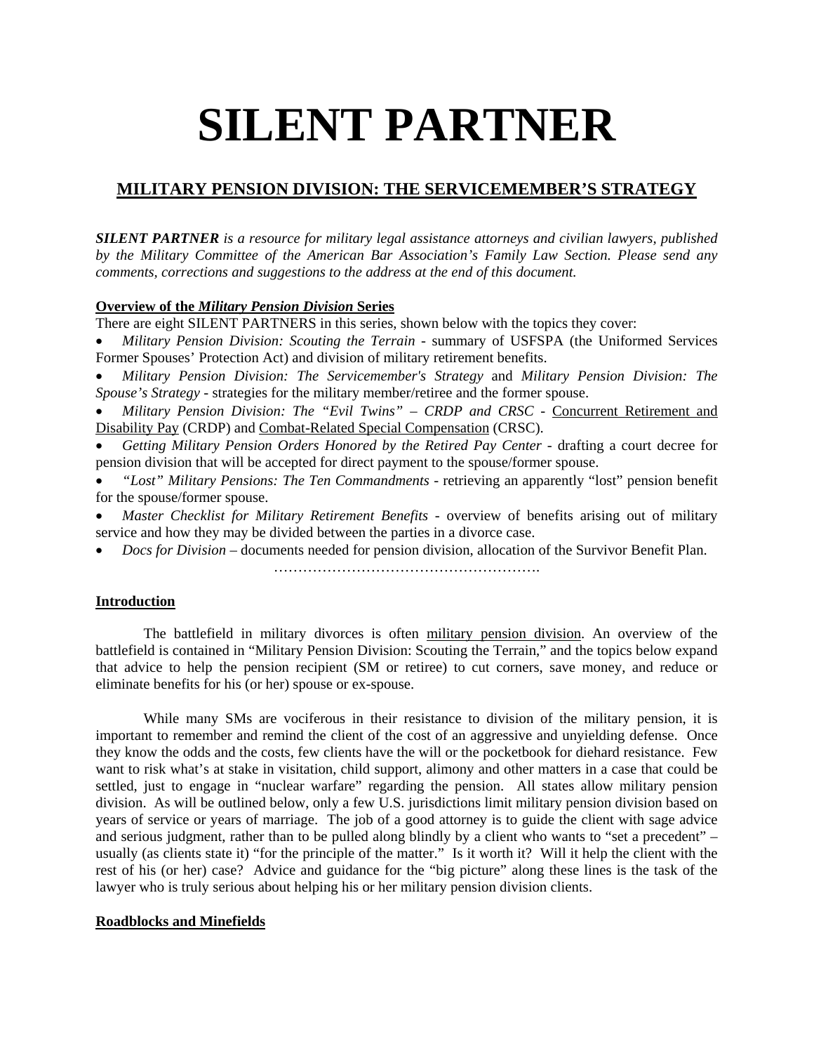# SILENT PARTNER

## MILITARY PENSION DIVISION: THE SERVICEMEMBER'S STRATEGY

***SILENT PARTNER** is a resource for military legal assistance attorneys and civilian lawyers, published by the Military Committee of the American Bar Association's Family Law Section. Please send any comments, corrections and suggestions to the address at the end of this document.*

**Overview of the *Military Pension Division* Series**

There are eight SILENT PARTNERS in this series, shown below with the topics they cover:

- *Military Pension Division: Scouting the Terrain* - summary of USFSPA (the Uniformed Services Former Spouses' Protection Act) and division of military retirement benefits.
- *Military Pension Division: The Servicemember's Strategy* and *Military Pension Division: The Spouse's Strategy* - strategies for the military member/retiree and the former spouse.
- *Military Pension Division: The "Evil Twins" – CRDP and CRSC* - Concurrent Retirement and Disability Pay (CRDP) and Combat-Related Special Compensation (CRSC).
- *Getting Military Pension Orders Honored by the Retired Pay Center* - drafting a court decree for pension division that will be accepted for direct payment to the spouse/former spouse.
- *"Lost" Military Pensions: The Ten Commandments* - retrieving an apparently "lost" pension benefit for the spouse/former spouse.
- *Master Checklist for Military Retirement Benefits* - overview of benefits arising out of military service and how they may be divided between the parties in a divorce case.
- *Docs for Division* – documents needed for pension division, allocation of the Survivor Benefit Plan.

……………………………………………….

**Introduction**

The battlefield in military divorces is often military pension division. An overview of the battlefield is contained in "Military Pension Division: Scouting the Terrain," and the topics below expand that advice to help the pension recipient (SM or retiree) to cut corners, save money, and reduce or eliminate benefits for his (or her) spouse or ex-spouse.

While many SMs are vociferous in their resistance to division of the military pension, it is important to remember and remind the client of the cost of an aggressive and unyielding defense. Once they know the odds and the costs, few clients have the will or the pocketbook for diehard resistance. Few want to risk what's at stake in visitation, child support, alimony and other matters in a case that could be settled, just to engage in "nuclear warfare" regarding the pension. All states allow military pension division. As will be outlined below, only a few U.S. jurisdictions limit military pension division based on years of service or years of marriage. The job of a good attorney is to guide the client with sage advice and serious judgment, rather than to be pulled along blindly by a client who wants to "set a precedent" – usually (as clients state it) "for the principle of the matter." Is it worth it? Will it help the client with the rest of his (or her) case? Advice and guidance for the "big picture" along these lines is the task of the lawyer who is truly serious about helping his or her military pension division clients.

**Roadblocks and Minefields**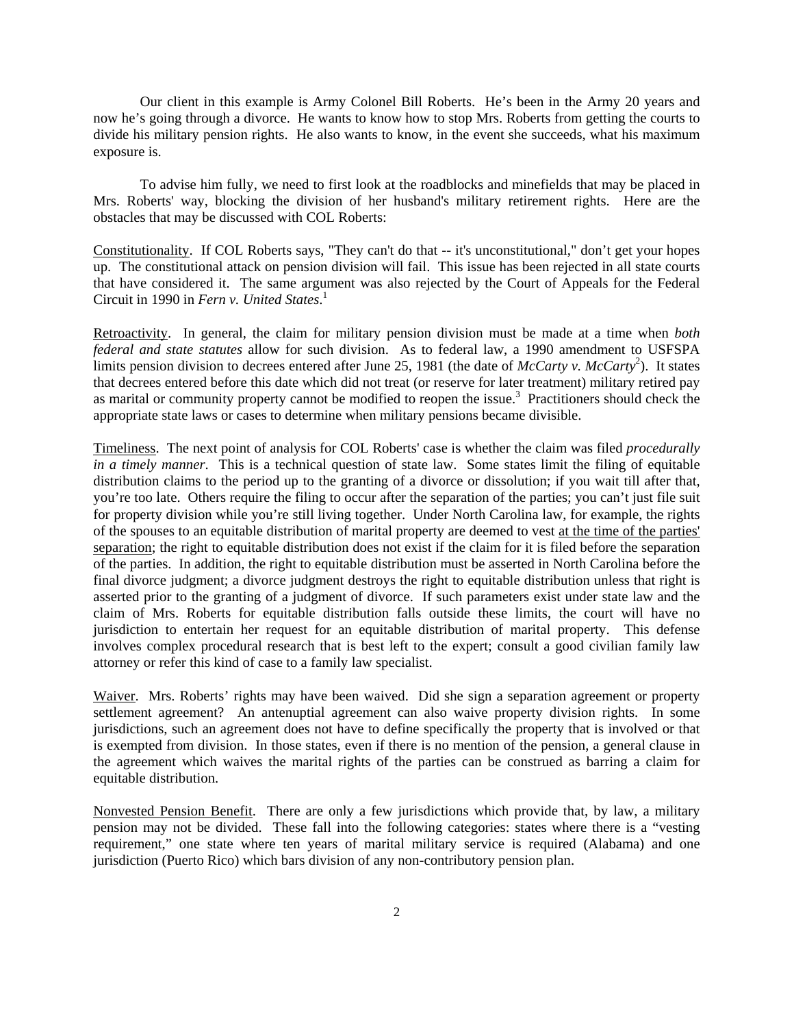Our client in this example is Army Colonel Bill Roberts. He's been in the Army 20 years and now he's going through a divorce. He wants to know how to stop Mrs. Roberts from getting the courts to divide his military pension rights. He also wants to know, in the event she succeeds, what his maximum exposure is.

To advise him fully, we need to first look at the roadblocks and minefields that may be placed in Mrs. Roberts' way, blocking the division of her husband's military retirement rights. Here are the obstacles that may be discussed with COL Roberts:

<u>Constitutionality</u>. If COL Roberts says, "They can't do that -- it's unconstitutional," don't get your hopes up. The constitutional attack on pension division will fail. This issue has been rejected in all state courts that have considered it. The same argument was also rejected by the Court of Appeals for the Federal Circuit in 1990 in *Fern v. United States*.[1]

<u>Retroactivity</u>. In general, the claim for military pension division must be made at a time when *both federal and state statutes* allow for such division. As to federal law, a 1990 amendment to USFSPA limits pension division to decrees entered after June 25, 1981 (the date of *McCarty v. McCarty*[2]). It states that decrees entered before this date which did not treat (or reserve for later treatment) military retired pay as marital or community property cannot be modified to reopen the issue.[3] Practitioners should check the appropriate state laws or cases to determine when military pensions became divisible.

<u>Timeliness</u>. The next point of analysis for COL Roberts' case is whether the claim was filed *procedurally in a timely manner*. This is a technical question of state law. Some states limit the filing of equitable distribution claims to the period up to the granting of a divorce or dissolution; if you wait till after that, you're too late. Others require the filing to occur after the separation of the parties; you can't just file suit for property division while you're still living together. Under North Carolina law, for example, the rights of the spouses to an equitable distribution of marital property are deemed to vest <u>at the time of the parties' separation</u>; the right to equitable distribution does not exist if the claim for it is filed before the separation of the parties. In addition, the right to equitable distribution must be asserted in North Carolina before the final divorce judgment; a divorce judgment destroys the right to equitable distribution unless that right is asserted prior to the granting of a judgment of divorce. If such parameters exist under state law and the claim of Mrs. Roberts for equitable distribution falls outside these limits, the court will have no jurisdiction to entertain her request for an equitable distribution of marital property. This defense involves complex procedural research that is best left to the expert; consult a good civilian family law attorney or refer this kind of case to a family law specialist.

<u>Waiver</u>. Mrs. Roberts' rights may have been waived. Did she sign a separation agreement or property settlement agreement? An antenuptial agreement can also waive property division rights. In some jurisdictions, such an agreement does not have to define specifically the property that is involved or that is exempted from division. In those states, even if there is no mention of the pension, a general clause in the agreement which waives the marital rights of the parties can be construed as barring a claim for equitable distribution.

<u>Nonvested Pension Benefit</u>. There are only a few jurisdictions which provide that, by law, a military pension may not be divided. These fall into the following categories: states where there is a "vesting requirement," one state where ten years of marital military service is required (Alabama) and one jurisdiction (Puerto Rico) which bars division of any non-contributory pension plan.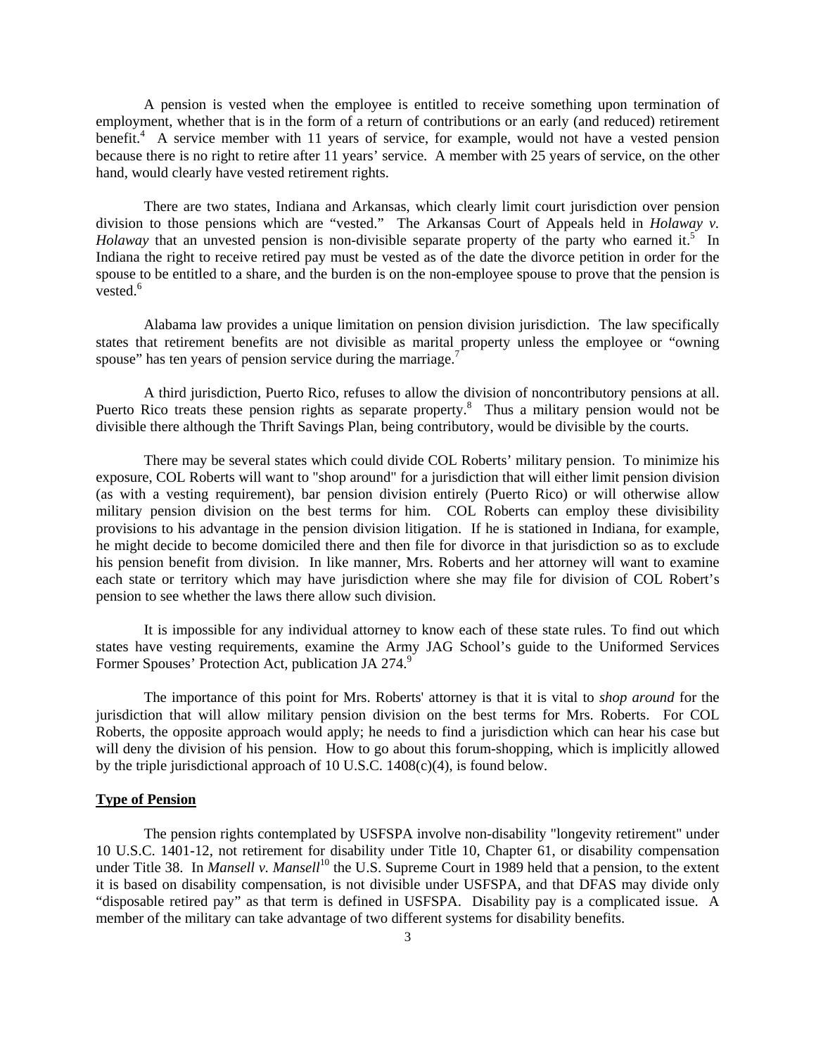A pension is vested when the employee is entitled to receive something upon termination of employment, whether that is in the form of a return of contributions or an early (and reduced) retirement benefit.[4] A service member with 11 years of service, for example, would not have a vested pension because there is no right to retire after 11 years' service. A member with 25 years of service, on the other hand, would clearly have vested retirement rights.

There are two states, Indiana and Arkansas, which clearly limit court jurisdiction over pension division to those pensions which are "vested." The Arkansas Court of Appeals held in *Holaway v. Holaway* that an unvested pension is non-divisible separate property of the party who earned it.[5] In Indiana the right to receive retired pay must be vested as of the date the divorce petition in order for the spouse to be entitled to a share, and the burden is on the non-employee spouse to prove that the pension is vested.[6]

Alabama law provides a unique limitation on pension division jurisdiction. The law specifically states that retirement benefits are not divisible as marital property unless the employee or "owning spouse" has ten years of pension service during the marriage.[7]

A third jurisdiction, Puerto Rico, refuses to allow the division of noncontributory pensions at all. Puerto Rico treats these pension rights as separate property.[8] Thus a military pension would not be divisible there although the Thrift Savings Plan, being contributory, would be divisible by the courts.

There may be several states which could divide COL Roberts' military pension. To minimize his exposure, COL Roberts will want to "shop around" for a jurisdiction that will either limit pension division (as with a vesting requirement), bar pension division entirely (Puerto Rico) or will otherwise allow military pension division on the best terms for him. COL Roberts can employ these divisibility provisions to his advantage in the pension division litigation. If he is stationed in Indiana, for example, he might decide to become domiciled there and then file for divorce in that jurisdiction so as to exclude his pension benefit from division. In like manner, Mrs. Roberts and her attorney will want to examine each state or territory which may have jurisdiction where she may file for division of COL Robert's pension to see whether the laws there allow such division.

It is impossible for any individual attorney to know each of these state rules. To find out which states have vesting requirements, examine the Army JAG School's guide to the Uniformed Services Former Spouses' Protection Act, publication JA 274.[9]

The importance of this point for Mrs. Roberts' attorney is that it is vital to *shop around* for the jurisdiction that will allow military pension division on the best terms for Mrs. Roberts. For COL Roberts, the opposite approach would apply; he needs to find a jurisdiction which can hear his case but will deny the division of his pension. How to go about this forum-shopping, which is implicitly allowed by the triple jurisdictional approach of 10 U.S.C. 1408(c)(4), is found below.

**Type of Pension**

The pension rights contemplated by USFSPA involve non-disability "longevity retirement" under 10 U.S.C. 1401-12, not retirement for disability under Title 10, Chapter 61, or disability compensation under Title 38. In *Mansell v. Mansell*[10] the U.S. Supreme Court in 1989 held that a pension, to the extent it is based on disability compensation, is not divisible under USFSPA, and that DFAS may divide only "disposable retired pay" as that term is defined in USFSPA. Disability pay is a complicated issue. A member of the military can take advantage of two different systems for disability benefits.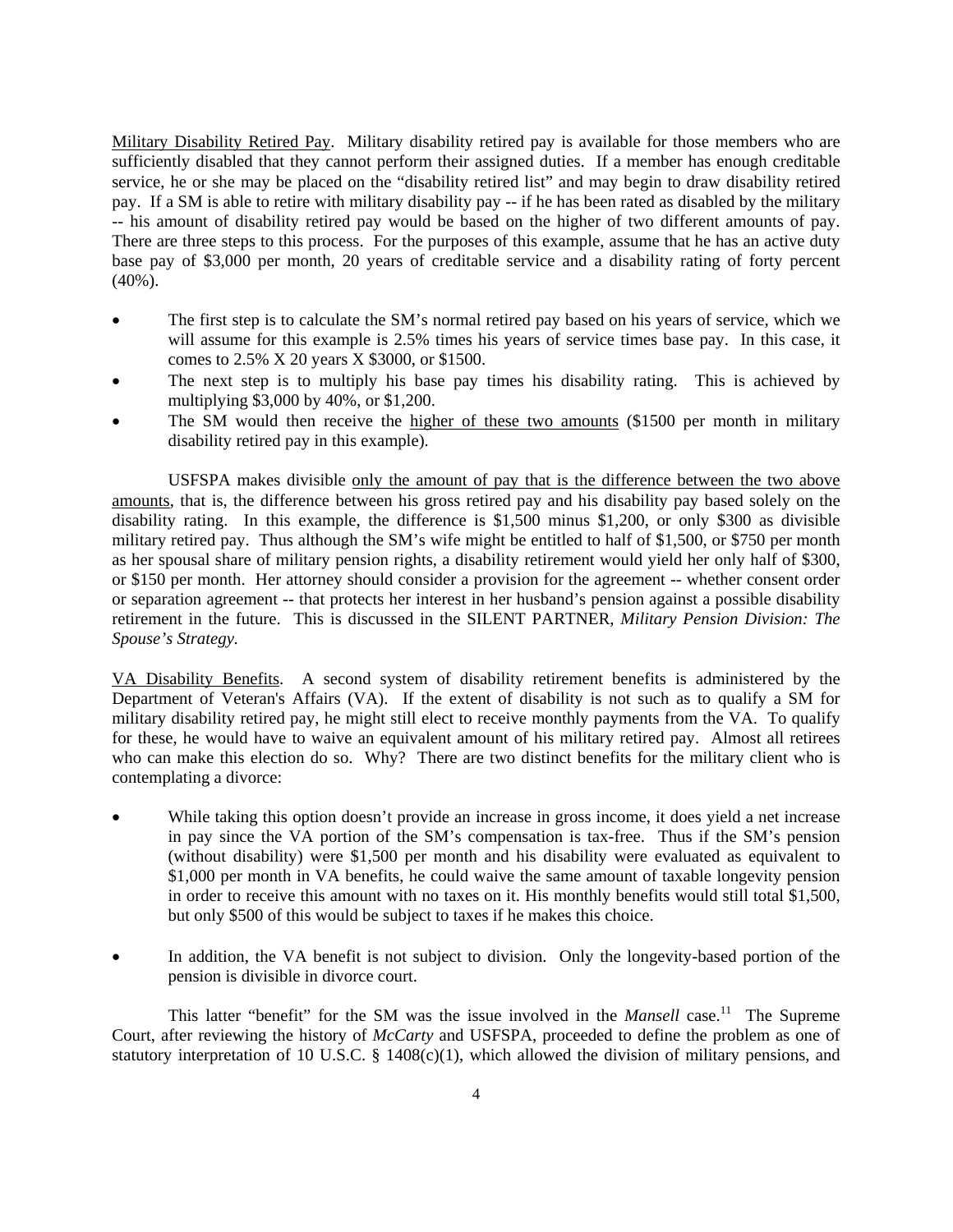<u>Military Disability Retired Pay</u>. Military disability retired pay is available for those members who are sufficiently disabled that they cannot perform their assigned duties. If a member has enough creditable service, he or she may be placed on the "disability retired list" and may begin to draw disability retired pay. If a SM is able to retire with military disability pay -- if he has been rated as disabled by the military -- his amount of disability retired pay would be based on the higher of two different amounts of pay. There are three steps to this process. For the purposes of this example, assume that he has an active duty base pay of $3,000 per month, 20 years of creditable service and a disability rating of forty percent (40%).

- The first step is to calculate the SM's normal retired pay based on his years of service, which we will assume for this example is 2.5% times his years of service times base pay. In this case, it comes to 2.5% X 20 years X $3000, or $1500.
- The next step is to multiply his base pay times his disability rating. This is achieved by multiplying $3,000 by 40%, or $1,200.
- The SM would then receive the <u>higher of these two amounts</u> ($1500 per month in military disability retired pay in this example).

USFSPA makes divisible <u>only the amount of pay that is the difference between the two above amounts</u>, that is, the difference between his gross retired pay and his disability pay based solely on the disability rating. In this example, the difference is $1,500 minus $1,200, or only $300 as divisible military retired pay. Thus although the SM's wife might be entitled to half of $1,500, or $750 per month as her spousal share of military pension rights, a disability retirement would yield her only half of $300, or $150 per month. Her attorney should consider a provision for the agreement -- whether consent order or separation agreement -- that protects her interest in her husband's pension against a possible disability retirement in the future. This is discussed in the SILENT PARTNER, *Military Pension Division: The Spouse's Strategy.*

<u>VA Disability Benefits</u>. A second system of disability retirement benefits is administered by the Department of Veteran's Affairs (VA). If the extent of disability is not such as to qualify a SM for military disability retired pay, he might still elect to receive monthly payments from the VA. To qualify for these, he would have to waive an equivalent amount of his military retired pay. Almost all retirees who can make this election do so. Why? There are two distinct benefits for the military client who is contemplating a divorce:

- While taking this option doesn't provide an increase in gross income, it does yield a net increase in pay since the VA portion of the SM's compensation is tax-free. Thus if the SM's pension (without disability) were $1,500 per month and his disability were evaluated as equivalent to $1,000 per month in VA benefits, he could waive the same amount of taxable longevity pension in order to receive this amount with no taxes on it. His monthly benefits would still total $1,500, but only $500 of this would be subject to taxes if he makes this choice.

- In addition, the VA benefit is not subject to division. Only the longevity-based portion of the pension is divisible in divorce court.

This latter "benefit" for the SM was the issue involved in the *Mansell* case.[11] The Supreme Court, after reviewing the history of *McCarty* and USFSPA, proceeded to define the problem as one of statutory interpretation of 10 U.S.C. § 1408(c)(1), which allowed the division of military pensions, and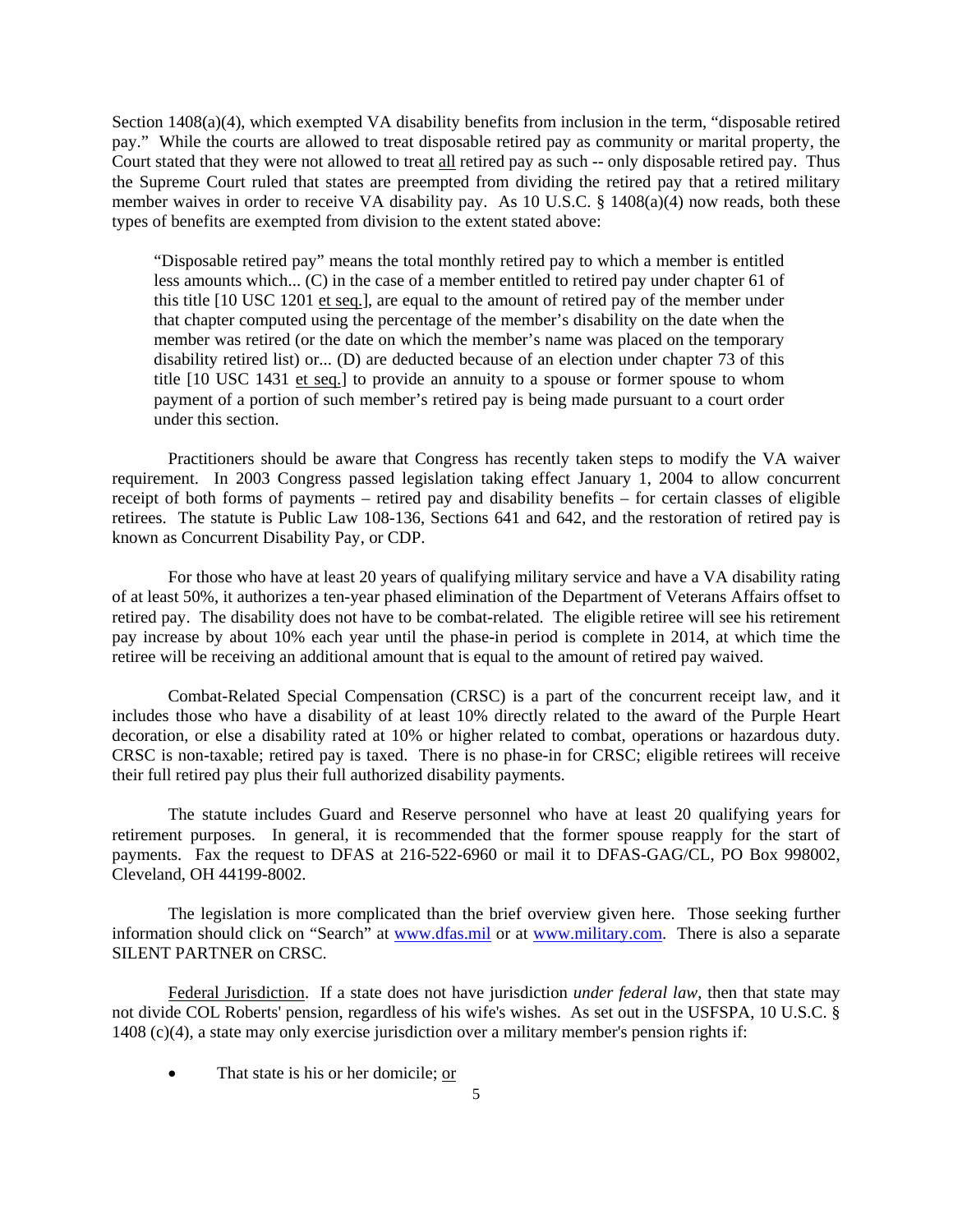Section 1408(a)(4), which exempted VA disability benefits from inclusion in the term, "disposable retired pay." While the courts are allowed to treat disposable retired pay as community or marital property, the Court stated that they were not allowed to treat all retired pay as such -- only disposable retired pay. Thus the Supreme Court ruled that states are preempted from dividing the retired pay that a retired military member waives in order to receive VA disability pay. As 10 U.S.C. § 1408(a)(4) now reads, both these types of benefits are exempted from division to the extent stated above:

> "Disposable retired pay" means the total monthly retired pay to which a member is entitled less amounts which... (C) in the case of a member entitled to retired pay under chapter 61 of this title [10 USC 1201 et seq.], are equal to the amount of retired pay of the member under that chapter computed using the percentage of the member's disability on the date when the member was retired (or the date on which the member's name was placed on the temporary disability retired list) or... (D) are deducted because of an election under chapter 73 of this title [10 USC 1431 et seq.] to provide an annuity to a spouse or former spouse to whom payment of a portion of such member's retired pay is being made pursuant to a court order under this section.

Practitioners should be aware that Congress has recently taken steps to modify the VA waiver requirement. In 2003 Congress passed legislation taking effect January 1, 2004 to allow concurrent receipt of both forms of payments – retired pay and disability benefits – for certain classes of eligible retirees. The statute is Public Law 108-136, Sections 641 and 642, and the restoration of retired pay is known as Concurrent Disability Pay, or CDP.

For those who have at least 20 years of qualifying military service and have a VA disability rating of at least 50%, it authorizes a ten-year phased elimination of the Department of Veterans Affairs offset to retired pay. The disability does not have to be combat-related. The eligible retiree will see his retirement pay increase by about 10% each year until the phase-in period is complete in 2014, at which time the retiree will be receiving an additional amount that is equal to the amount of retired pay waived.

Combat-Related Special Compensation (CRSC) is a part of the concurrent receipt law, and it includes those who have a disability of at least 10% directly related to the award of the Purple Heart decoration, or else a disability rated at 10% or higher related to combat, operations or hazardous duty. CRSC is non-taxable; retired pay is taxed. There is no phase-in for CRSC; eligible retirees will receive their full retired pay plus their full authorized disability payments.

The statute includes Guard and Reserve personnel who have at least 20 qualifying years for retirement purposes. In general, it is recommended that the former spouse reapply for the start of payments. Fax the request to DFAS at 216-522-6960 or mail it to DFAS-GAG/CL, PO Box 998002, Cleveland, OH 44199-8002.

The legislation is more complicated than the brief overview given here. Those seeking further information should click on "Search" at www.dfas.mil or at www.military.com. There is also a separate SILENT PARTNER on CRSC.

Federal Jurisdiction. If a state does not have jurisdiction *under federal law*, then that state may not divide COL Roberts' pension, regardless of his wife's wishes. As set out in the USFSPA, 10 U.S.C. § 1408 (c)(4), a state may only exercise jurisdiction over a military member's pension rights if:

- That state is his or her domicile; or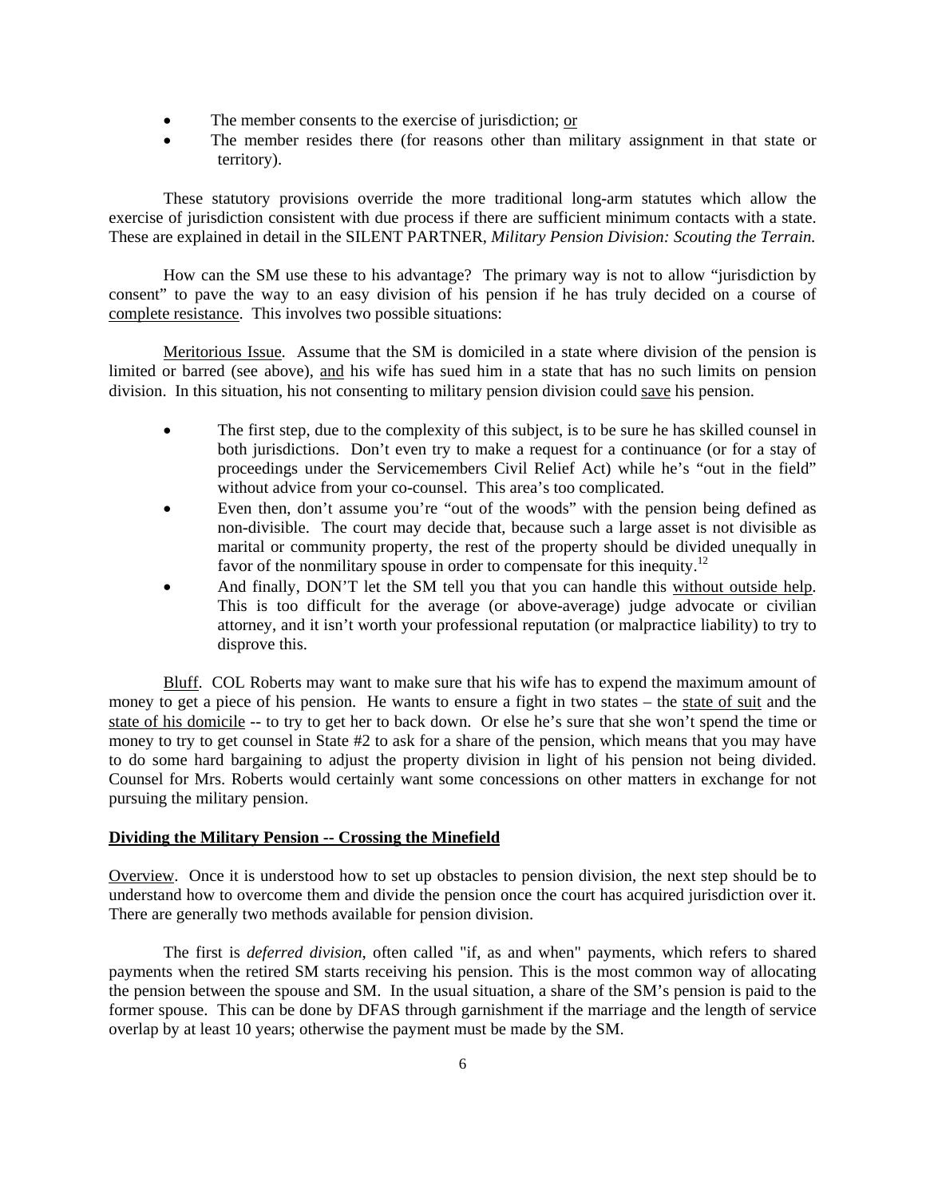- The member consents to the exercise of jurisdiction; <u>or</u>
- The member resides there (for reasons other than military assignment in that state or territory).

These statutory provisions override the more traditional long-arm statutes which allow the exercise of jurisdiction consistent with due process if there are sufficient minimum contacts with a state. These are explained in detail in the SILENT PARTNER, *Military Pension Division: Scouting the Terrain.*

How can the SM use these to his advantage? The primary way is not to allow "jurisdiction by consent" to pave the way to an easy division of his pension if he has truly decided on a course of <u>complete resistance</u>. This involves two possible situations:

<u>Meritorious Issue</u>. Assume that the SM is domiciled in a state where division of the pension is limited or barred (see above), <u>and</u> his wife has sued him in a state that has no such limits on pension division. In this situation, his not consenting to military pension division could <u>save</u> his pension.

- The first step, due to the complexity of this subject, is to be sure he has skilled counsel in both jurisdictions. Don't even try to make a request for a continuance (or for a stay of proceedings under the Servicemembers Civil Relief Act) while he's "out in the field" without advice from your co-counsel. This area's too complicated.
- Even then, don't assume you're "out of the woods" with the pension being defined as non-divisible. The court may decide that, because such a large asset is not divisible as marital or community property, the rest of the property should be divided unequally in favor of the nonmilitary spouse in order to compensate for this inequity.[12]
- And finally, DON'T let the SM tell you that you can handle this <u>without outside help</u>. This is too difficult for the average (or above-average) judge advocate or civilian attorney, and it isn't worth your professional reputation (or malpractice liability) to try to disprove this.

<u>Bluff</u>. COL Roberts may want to make sure that his wife has to expend the maximum amount of money to get a piece of his pension. He wants to ensure a fight in two states – the <u>state of suit</u> and the <u>state of his domicile</u> -- to try to get her to back down. Or else he's sure that she won't spend the time or money to try to get counsel in State #2 to ask for a share of the pension, which means that you may have to do some hard bargaining to adjust the property division in light of his pension not being divided. Counsel for Mrs. Roberts would certainly want some concessions on other matters in exchange for not pursuing the military pension.

## Dividing the Military Pension -- Crossing the Minefield

<u>Overview</u>. Once it is understood how to set up obstacles to pension division, the next step should be to understand how to overcome them and divide the pension once the court has acquired jurisdiction over it. There are generally two methods available for pension division.

The first is *deferred division*, often called "if, as and when" payments, which refers to shared payments when the retired SM starts receiving his pension. This is the most common way of allocating the pension between the spouse and SM. In the usual situation, a share of the SM's pension is paid to the former spouse. This can be done by DFAS through garnishment if the marriage and the length of service overlap by at least 10 years; otherwise the payment must be made by the SM.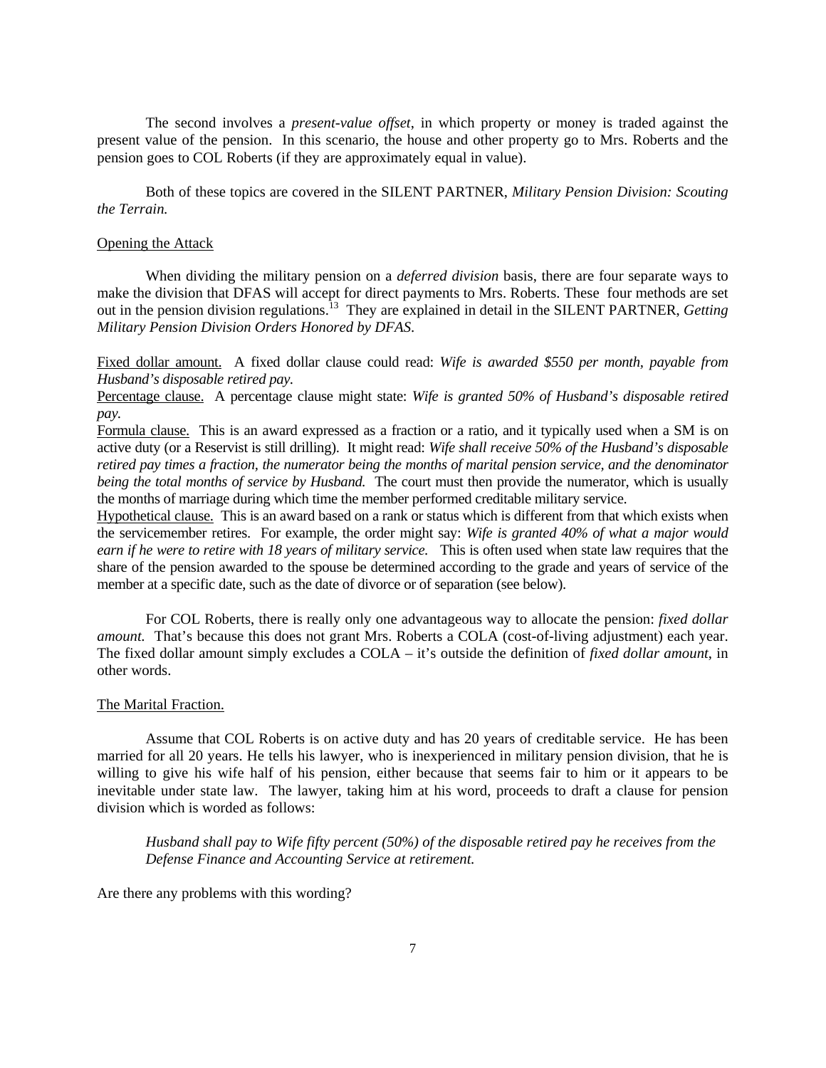The second involves a *present-value offset*, in which property or money is traded against the present value of the pension. In this scenario, the house and other property go to Mrs. Roberts and the pension goes to COL Roberts (if they are approximately equal in value).

Both of these topics are covered in the SILENT PARTNER, *Military Pension Division: Scouting the Terrain.*

<u>Opening the Attack</u>

When dividing the military pension on a *deferred division* basis, there are four separate ways to make the division that DFAS will accept for direct payments to Mrs. Roberts. These four methods are set out in the pension division regulations.[13] They are explained in detail in the SILENT PARTNER, *Getting Military Pension Division Orders Honored by DFAS.*

<u>Fixed dollar amount.</u> A fixed dollar clause could read: *Wife is awarded $550 per month, payable from Husband's disposable retired pay.*
<u>Percentage clause.</u> A percentage clause might state: *Wife is granted 50% of Husband's disposable retired pay.*
<u>Formula clause.</u> This is an award expressed as a fraction or a ratio, and it typically used when a SM is on active duty (or a Reservist is still drilling). It might read: *Wife shall receive 50% of the Husband's disposable retired pay times a fraction, the numerator being the months of marital pension service, and the denominator being the total months of service by Husband.* The court must then provide the numerator, which is usually the months of marriage during which time the member performed creditable military service.
<u>Hypothetical clause.</u> This is an award based on a rank or status which is different from that which exists when the servicemember retires. For example, the order might say: *Wife is granted 40% of what a major would earn if he were to retire with 18 years of military service.* This is often used when state law requires that the share of the pension awarded to the spouse be determined according to the grade and years of service of the member at a specific date, such as the date of divorce or of separation (see below).

For COL Roberts, there is really only one advantageous way to allocate the pension: *fixed dollar amount.* That's because this does not grant Mrs. Roberts a COLA (cost-of-living adjustment) each year. The fixed dollar amount simply excludes a COLA – it's outside the definition of *fixed dollar amount*, in other words.

<u>The Marital Fraction.</u>

Assume that COL Roberts is on active duty and has 20 years of creditable service. He has been married for all 20 years. He tells his lawyer, who is inexperienced in military pension division, that he is willing to give his wife half of his pension, either because that seems fair to him or it appears to be inevitable under state law. The lawyer, taking him at his word, proceeds to draft a clause for pension division which is worded as follows:

> *Husband shall pay to Wife fifty percent (50%) of the disposable retired pay he receives from the Defense Finance and Accounting Service at retirement.*

Are there any problems with this wording?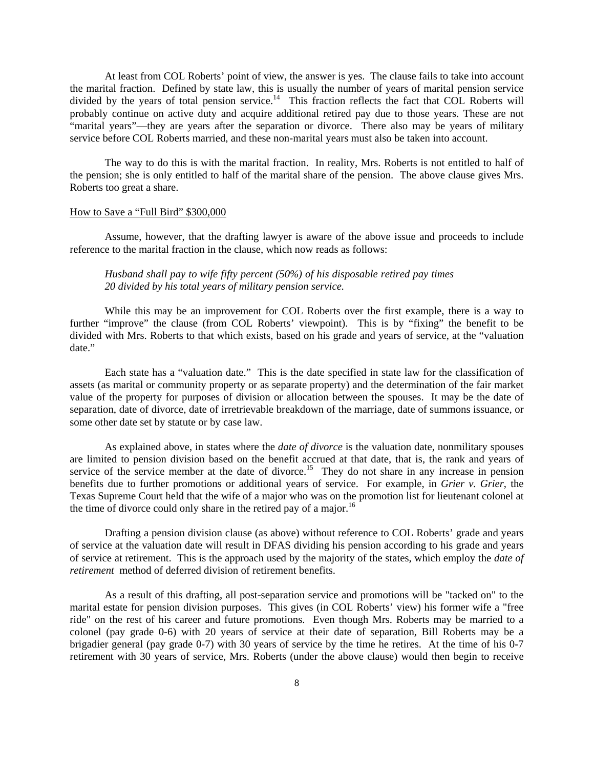At least from COL Roberts' point of view, the answer is yes. The clause fails to take into account the marital fraction. Defined by state law, this is usually the number of years of marital pension service divided by the years of total pension service.[14] This fraction reflects the fact that COL Roberts will probably continue on active duty and acquire additional retired pay due to those years. These are not "marital years"—they are years after the separation or divorce. There also may be years of military service before COL Roberts married, and these non-marital years must also be taken into account.

The way to do this is with the marital fraction. In reality, Mrs. Roberts is not entitled to half of the pension; she is only entitled to half of the marital share of the pension. The above clause gives Mrs. Roberts too great a share.

<u>How to Save a "Full Bird" $300,000</u>

Assume, however, that the drafting lawyer is aware of the above issue and proceeds to include reference to the marital fraction in the clause, which now reads as follows:

> *Husband shall pay to wife fifty percent (50%) of his disposable retired pay times 20 divided by his total years of military pension service.*

While this may be an improvement for COL Roberts over the first example, there is a way to further "improve" the clause (from COL Roberts' viewpoint). This is by "fixing" the benefit to be divided with Mrs. Roberts to that which exists, based on his grade and years of service, at the "valuation date."

Each state has a "valuation date." This is the date specified in state law for the classification of assets (as marital or community property or as separate property) and the determination of the fair market value of the property for purposes of division or allocation between the spouses. It may be the date of separation, date of divorce, date of irretrievable breakdown of the marriage, date of summons issuance, or some other date set by statute or by case law.

As explained above, in states where the *date of divorce* is the valuation date, nonmilitary spouses are limited to pension division based on the benefit accrued at that date, that is, the rank and years of service of the service member at the date of divorce.[15] They do not share in any increase in pension benefits due to further promotions or additional years of service. For example, in *Grier v. Grier*, the Texas Supreme Court held that the wife of a major who was on the promotion list for lieutenant colonel at the time of divorce could only share in the retired pay of a major.[16]

Drafting a pension division clause (as above) without reference to COL Roberts' grade and years of service at the valuation date will result in DFAS dividing his pension according to his grade and years of service at retirement. This is the approach used by the majority of the states, which employ the *date of retirement* method of deferred division of retirement benefits.

As a result of this drafting, all post-separation service and promotions will be "tacked on" to the marital estate for pension division purposes. This gives (in COL Roberts' view) his former wife a "free ride" on the rest of his career and future promotions. Even though Mrs. Roberts may be married to a colonel (pay grade 0-6) with 20 years of service at their date of separation, Bill Roberts may be a brigadier general (pay grade 0-7) with 30 years of service by the time he retires. At the time of his 0-7 retirement with 30 years of service, Mrs. Roberts (under the above clause) would then begin to receive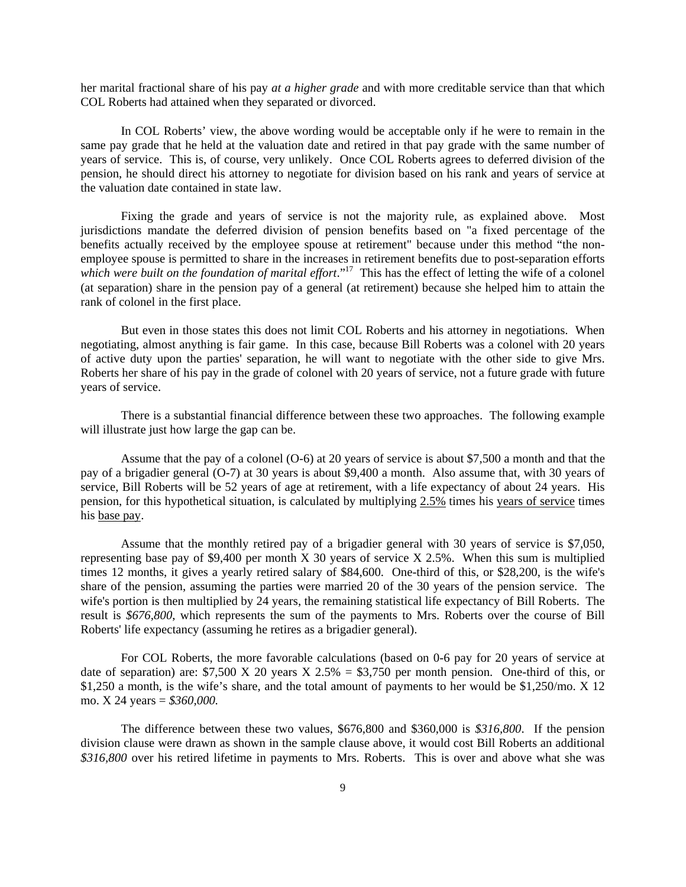her marital fractional share of his pay *at a higher grade* and with more creditable service than that which COL Roberts had attained when they separated or divorced.

In COL Roberts' view, the above wording would be acceptable only if he were to remain in the same pay grade that he held at the valuation date and retired in that pay grade with the same number of years of service. This is, of course, very unlikely. Once COL Roberts agrees to deferred division of the pension, he should direct his attorney to negotiate for division based on his rank and years of service at the valuation date contained in state law.

Fixing the grade and years of service is not the majority rule, as explained above. Most jurisdictions mandate the deferred division of pension benefits based on "a fixed percentage of the benefits actually received by the employee spouse at retirement" because under this method "the non-employee spouse is permitted to share in the increases in retirement benefits due to post-separation efforts *which were built on the foundation of marital effort*."[17] This has the effect of letting the wife of a colonel (at separation) share in the pension pay of a general (at retirement) because she helped him to attain the rank of colonel in the first place.

But even in those states this does not limit COL Roberts and his attorney in negotiations. When negotiating, almost anything is fair game. In this case, because Bill Roberts was a colonel with 20 years of active duty upon the parties' separation, he will want to negotiate with the other side to give Mrs. Roberts her share of his pay in the grade of colonel with 20 years of service, not a future grade with future years of service.

There is a substantial financial difference between these two approaches. The following example will illustrate just how large the gap can be.

Assume that the pay of a colonel (O-6) at 20 years of service is about $7,500 a month and that the pay of a brigadier general (O-7) at 30 years is about $9,400 a month. Also assume that, with 30 years of service, Bill Roberts will be 52 years of age at retirement, with a life expectancy of about 24 years. His pension, for this hypothetical situation, is calculated by multiplying <u>2.5%</u> times his <u>years of service</u> times his <u>base pay</u>.

Assume that the monthly retired pay of a brigadier general with 30 years of service is $7,050, representing base pay of $9,400 per month X 30 years of service X 2.5%. When this sum is multiplied times 12 months, it gives a yearly retired salary of $84,600. One-third of this, or $28,200, is the wife's share of the pension, assuming the parties were married 20 of the 30 years of the pension service. The wife's portion is then multiplied by 24 years, the remaining statistical life expectancy of Bill Roberts. The result is *$676,800*, which represents the sum of the payments to Mrs. Roberts over the course of Bill Roberts' life expectancy (assuming he retires as a brigadier general).

For COL Roberts, the more favorable calculations (based on 0-6 pay for 20 years of service at date of separation) are: $7,500 X 20 years X 2.5% = $3,750 per month pension. One-third of this, or $1,250 a month, is the wife's share, and the total amount of payments to her would be $1,250/mo. X 12 mo. X 24 years = *$360,000.*

The difference between these two values, $676,800 and $360,000 is *$316,800*. If the pension division clause were drawn as shown in the sample clause above, it would cost Bill Roberts an additional *$316,800* over his retired lifetime in payments to Mrs. Roberts. This is over and above what she was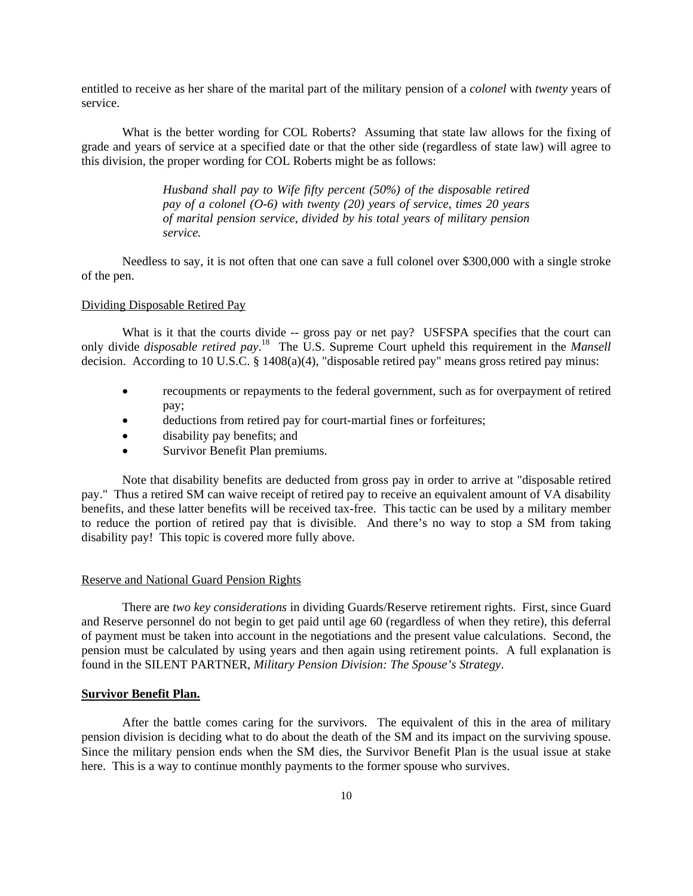entitled to receive as her share of the marital part of the military pension of a *colonel* with *twenty* years of service.

What is the better wording for COL Roberts? Assuming that state law allows for the fixing of grade and years of service at a specified date or that the other side (regardless of state law) will agree to this division, the proper wording for COL Roberts might be as follows:

> *Husband shall pay to Wife fifty percent (50%) of the disposable retired pay of a colonel (O-6) with twenty (20) years of service, times 20 years of marital pension service, divided by his total years of military pension service.*

Needless to say, it is not often that one can save a full colonel over $300,000 with a single stroke of the pen.

Dividing Disposable Retired Pay

What is it that the courts divide -- gross pay or net pay? USFSPA specifies that the court can only divide *disposable retired pay*.[18] The U.S. Supreme Court upheld this requirement in the *Mansell* decision. According to 10 U.S.C. § 1408(a)(4), "disposable retired pay" means gross retired pay minus:

- recoupments or repayments to the federal government, such as for overpayment of retired pay;
- deductions from retired pay for court-martial fines or forfeitures;
- disability pay benefits; and
- Survivor Benefit Plan premiums.

Note that disability benefits are deducted from gross pay in order to arrive at "disposable retired pay." Thus a retired SM can waive receipt of retired pay to receive an equivalent amount of VA disability benefits, and these latter benefits will be received tax-free. This tactic can be used by a military member to reduce the portion of retired pay that is divisible. And there's no way to stop a SM from taking disability pay! This topic is covered more fully above.

Reserve and National Guard Pension Rights

There are *two key considerations* in dividing Guards/Reserve retirement rights. First, since Guard and Reserve personnel do not begin to get paid until age 60 (regardless of when they retire), this deferral of payment must be taken into account in the negotiations and the present value calculations. Second, the pension must be calculated by using years and then again using retirement points. A full explanation is found in the SILENT PARTNER, *Military Pension Division: The Spouse's Strategy*.

**Survivor Benefit Plan.**

After the battle comes caring for the survivors. The equivalent of this in the area of military pension division is deciding what to do about the death of the SM and its impact on the surviving spouse. Since the military pension ends when the SM dies, the Survivor Benefit Plan is the usual issue at stake here. This is a way to continue monthly payments to the former spouse who survives.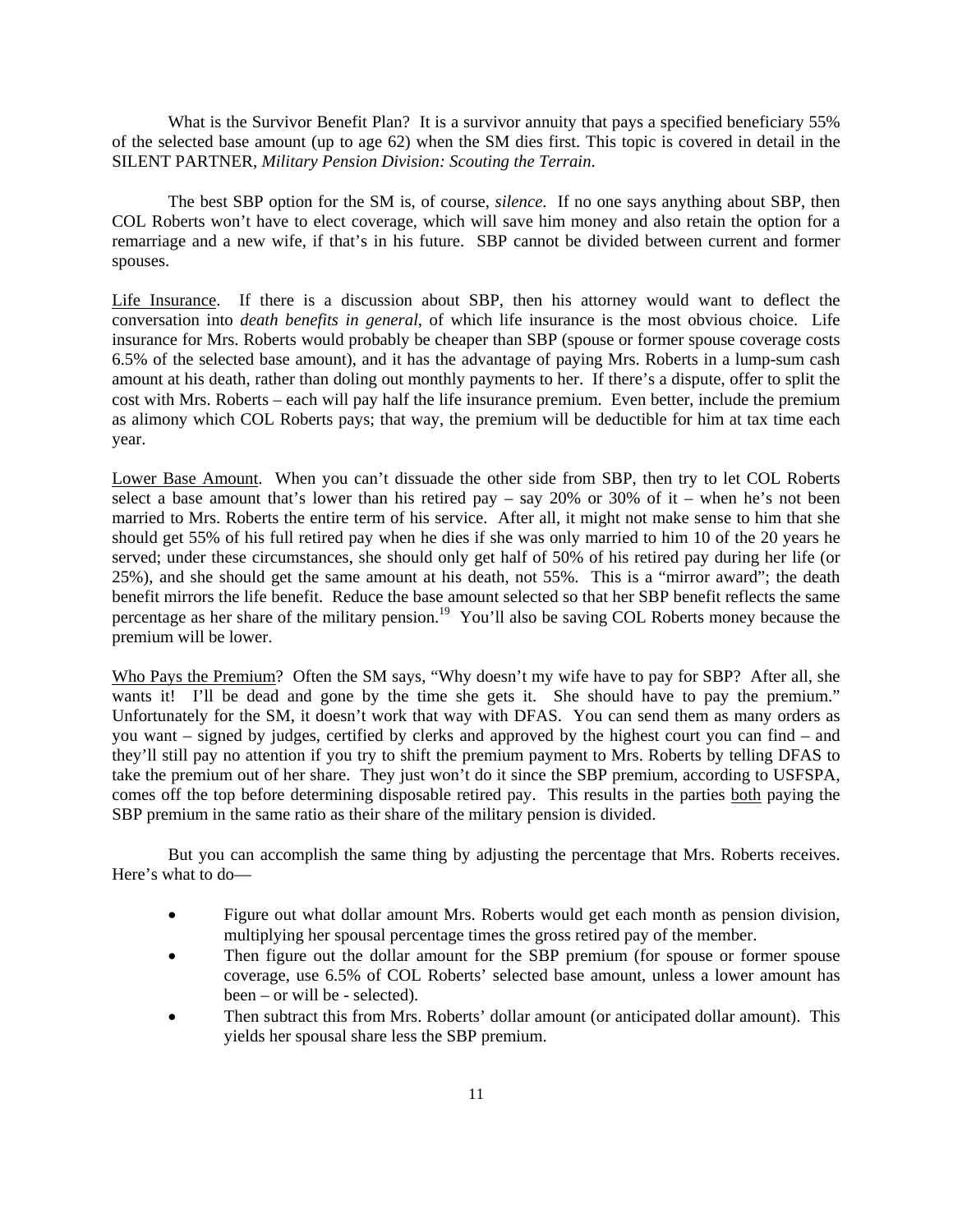What is the Survivor Benefit Plan? It is a survivor annuity that pays a specified beneficiary 55% of the selected base amount (up to age 62) when the SM dies first. This topic is covered in detail in the SILENT PARTNER, *Military Pension Division: Scouting the Terrain*.

The best SBP option for the SM is, of course, *silence*. If no one says anything about SBP, then COL Roberts won't have to elect coverage, which will save him money and also retain the option for a remarriage and a new wife, if that's in his future. SBP cannot be divided between current and former spouses.

Life Insurance. If there is a discussion about SBP, then his attorney would want to deflect the conversation into *death benefits in general*, of which life insurance is the most obvious choice. Life insurance for Mrs. Roberts would probably be cheaper than SBP (spouse or former spouse coverage costs 6.5% of the selected base amount), and it has the advantage of paying Mrs. Roberts in a lump-sum cash amount at his death, rather than doling out monthly payments to her. If there's a dispute, offer to split the cost with Mrs. Roberts – each will pay half the life insurance premium. Even better, include the premium as alimony which COL Roberts pays; that way, the premium will be deductible for him at tax time each year.

Lower Base Amount. When you can't dissuade the other side from SBP, then try to let COL Roberts select a base amount that's lower than his retired pay – say 20% or 30% of it – when he's not been married to Mrs. Roberts the entire term of his service. After all, it might not make sense to him that she should get 55% of his full retired pay when he dies if she was only married to him 10 of the 20 years he served; under these circumstances, she should only get half of 50% of his retired pay during her life (or 25%), and she should get the same amount at his death, not 55%. This is a "mirror award"; the death benefit mirrors the life benefit. Reduce the base amount selected so that her SBP benefit reflects the same percentage as her share of the military pension.[19] You'll also be saving COL Roberts money because the premium will be lower.

Who Pays the Premium? Often the SM says, "Why doesn't my wife have to pay for SBP? After all, she wants it! I'll be dead and gone by the time she gets it. She should have to pay the premium." Unfortunately for the SM, it doesn't work that way with DFAS. You can send them as many orders as you want – signed by judges, certified by clerks and approved by the highest court you can find – and they'll still pay no attention if you try to shift the premium payment to Mrs. Roberts by telling DFAS to take the premium out of her share. They just won't do it since the SBP premium, according to USFSPA, comes off the top before determining disposable retired pay. This results in the parties both paying the SBP premium in the same ratio as their share of the military pension is divided.

But you can accomplish the same thing by adjusting the percentage that Mrs. Roberts receives. Here's what to do—

- Figure out what dollar amount Mrs. Roberts would get each month as pension division, multiplying her spousal percentage times the gross retired pay of the member.
- Then figure out the dollar amount for the SBP premium (for spouse or former spouse coverage, use 6.5% of COL Roberts' selected base amount, unless a lower amount has been – or will be - selected).
- Then subtract this from Mrs. Roberts' dollar amount (or anticipated dollar amount). This yields her spousal share less the SBP premium.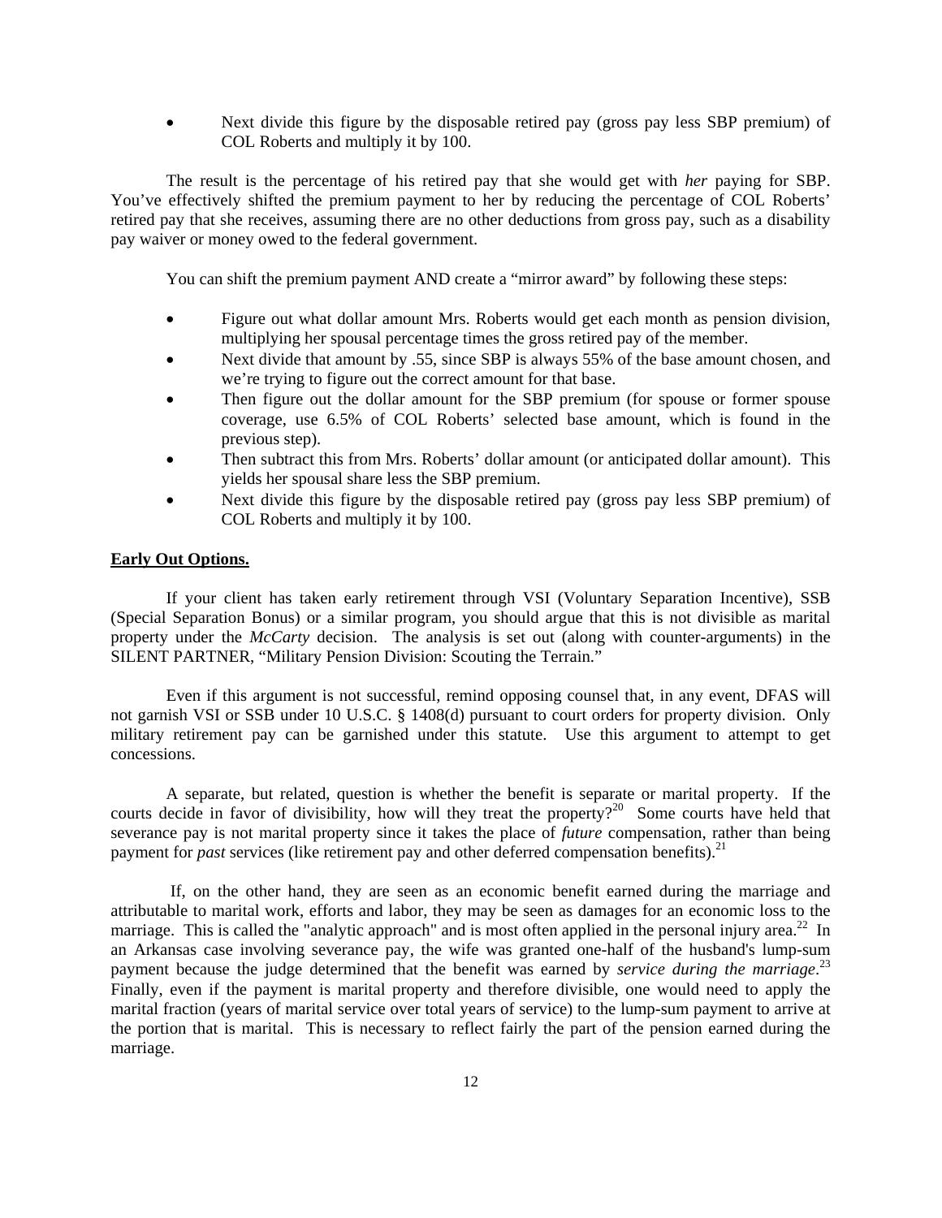- Next divide this figure by the disposable retired pay (gross pay less SBP premium) of COL Roberts and multiply it by 100.

The result is the percentage of his retired pay that she would get with *her* paying for SBP. You've effectively shifted the premium payment to her by reducing the percentage of COL Roberts' retired pay that she receives, assuming there are no other deductions from gross pay, such as a disability pay waiver or money owed to the federal government.

You can shift the premium payment AND create a "mirror award" by following these steps:

- Figure out what dollar amount Mrs. Roberts would get each month as pension division, multiplying her spousal percentage times the gross retired pay of the member.
- Next divide that amount by .55, since SBP is always 55% of the base amount chosen, and we're trying to figure out the correct amount for that base.
- Then figure out the dollar amount for the SBP premium (for spouse or former spouse coverage, use 6.5% of COL Roberts' selected base amount, which is found in the previous step).
- Then subtract this from Mrs. Roberts' dollar amount (or anticipated dollar amount). This yields her spousal share less the SBP premium.
- Next divide this figure by the disposable retired pay (gross pay less SBP premium) of COL Roberts and multiply it by 100.

**Early Out Options.**

If your client has taken early retirement through VSI (Voluntary Separation Incentive), SSB (Special Separation Bonus) or a similar program, you should argue that this is not divisible as marital property under the *McCarty* decision. The analysis is set out (along with counter-arguments) in the SILENT PARTNER, "Military Pension Division: Scouting the Terrain."

Even if this argument is not successful, remind opposing counsel that, in any event, DFAS will not garnish VSI or SSB under 10 U.S.C. § 1408(d) pursuant to court orders for property division. Only military retirement pay can be garnished under this statute. Use this argument to attempt to get concessions.

A separate, but related, question is whether the benefit is separate or marital property. If the courts decide in favor of divisibility, how will they treat the property?[20] Some courts have held that severance pay is not marital property since it takes the place of *future* compensation, rather than being payment for *past* services (like retirement pay and other deferred compensation benefits).[21]

If, on the other hand, they are seen as an economic benefit earned during the marriage and attributable to marital work, efforts and labor, they may be seen as damages for an economic loss to the marriage. This is called the "analytic approach" and is most often applied in the personal injury area.[22] In an Arkansas case involving severance pay, the wife was granted one-half of the husband's lump-sum payment because the judge determined that the benefit was earned by *service during the marriage*.[23] Finally, even if the payment is marital property and therefore divisible, one would need to apply the marital fraction (years of marital service over total years of service) to the lump-sum payment to arrive at the portion that is marital. This is necessary to reflect fairly the part of the pension earned during the marriage.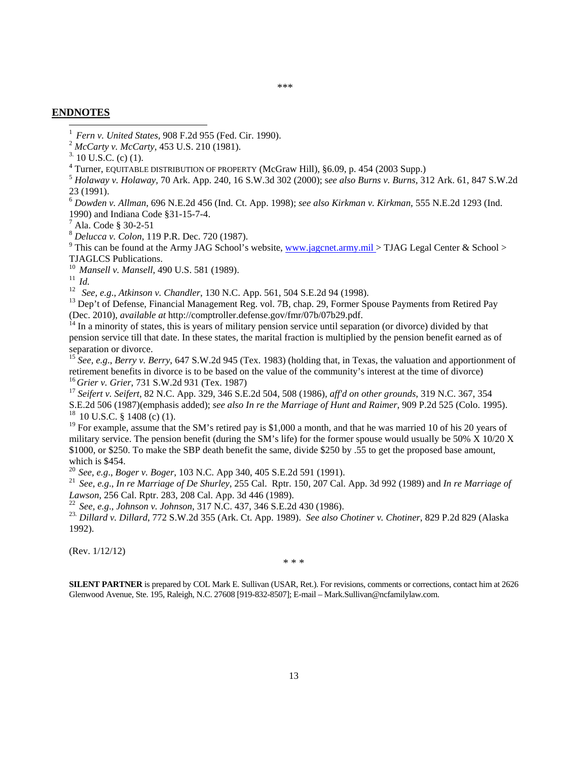\*\*\*

## ENDNOTES

[1] *Fern v. United States*, 908 F.2d 955 (Fed. Cir. 1990).

[2] *McCarty v. McCarty*, 453 U.S. 210 (1981).

[3.] 10 U.S.C. (c) (1).

[4] Turner, EQUITABLE DISTRIBUTION OF PROPERTY (McGraw Hill), §6.09, p. 454 (2003 Supp.)

[5] *Holaway v. Holaway*, 70 Ark. App. 240, 16 S.W.3d 302 (2000); *see also Burns v. Burns*, 312 Ark. 61, 847 S.W.2d 23 (1991).

[6] *Dowden v. Allman*, 696 N.E.2d 456 (Ind. Ct. App. 1998); *see also Kirkman v. Kirkman*, 555 N.E.2d 1293 (Ind. 1990) and Indiana Code §31-15-7-4.

[7] Ala. Code § 30-2-51

[8] *Delucca v. Colon*, 119 P.R. Dec. 720 (1987).

[9] This can be found at the Army JAG School's website, www.jagcnet.army.mil > TJAG Legal Center & School > TJAGLCS Publications.

[10] *Mansell v. Mansell*, 490 U.S. 581 (1989).

[11] *Id.*

[12] *See, e.g*., *Atkinson v. Chandler*, 130 N.C. App. 561, 504 S.E.2d 94 (1998).

[13] Dep't of Defense, Financial Management Reg. vol. 7B, chap. 29, Former Spouse Payments from Retired Pay (Dec. 2010), *available at* http://comptroller.defense.gov/fmr/07b/07b29.pdf.

[14] In a minority of states, this is years of military pension service until separation (or divorce) divided by that pension service till that date. In these states, the marital fraction is multiplied by the pension benefit earned as of separation or divorce.

[15] *See, e.g*., *Berry v. Berry*, 647 S.W.2d 945 (Tex. 1983) (holding that, in Texas, the valuation and apportionment of retirement benefits in divorce is to be based on the value of the community's interest at the time of divorce)

[16] *Grier v. Grier*, 731 S.W.2d 931 (Tex. 1987)

[17] *Seifert v. Seifert*, 82 N.C. App. 329, 346 S.E.2d 504, 508 (1986), *aff'd on other grounds*, 319 N.C. 367, 354 S.E.2d 506 (1987)(emphasis added); *see also In re the Marriage of Hunt and Raimer*, 909 P.2d 525 (Colo. 1995).

[18] 10 U.S.C. § 1408 (c) (1).

[19] For example, assume that the SM's retired pay is $1,000 a month, and that he was married 10 of his 20 years of military service. The pension benefit (during the SM's life) for the former spouse would usually be 50% X 10/20 X $1000, or $250. To make the SBP death benefit the same, divide $250 by .55 to get the proposed base amount, which is $454.

[20] *See, e.g*., *Boger v. Boger*, 103 N.C. App 340, 405 S.E.2d 591 (1991).

[21] *See, e.g*., *In re Marriage of De Shurley*, 255 Cal. Rptr. 150, 207 Cal. App. 3d 992 (1989) and *In re Marriage of Lawson*, 256 Cal. Rptr. 283, 208 Cal. App. 3d 446 (1989).

[22] *See, e.g*., *Johnson v. Johnson*, 317 N.C. 437, 346 S.E.2d 430 (1986).

[23.] *Dillard v. Dillard*, 772 S.W.2d 355 (Ark. Ct. App. 1989). *See also Chotiner v. Chotiner*, 829 P.2d 829 (Alaska 1992).

(Rev. 1/12/12)

\* \* \*

**SILENT PARTNER** is prepared by COL Mark E. Sullivan (USAR, Ret.). For revisions, comments or corrections, contact him at 2626 Glenwood Avenue, Ste. 195, Raleigh, N.C. 27608 [919-832-8507]; E-mail – Mark.Sullivan@ncfamilylaw.com.